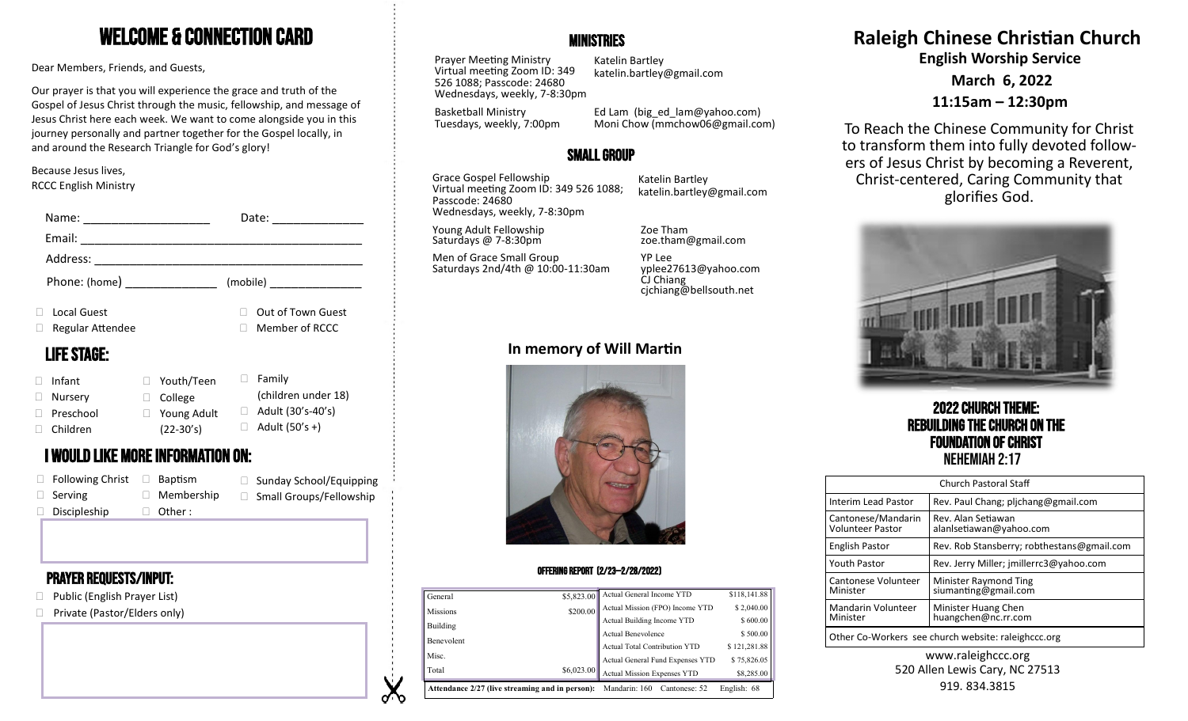# WELCOME & CONNECTION CARD

Dear Members, Friends, and Guests,

Our prayer is that you will experience the grace and truth of the Gospel of Jesus Christ through the music, fellowship, and message of Jesus Christ here each week. We want to come alongside you in this journey personally and partner together for the Gospel locally, in and around the Research Triangle for God's glory!

Because Jesus lives,
RCCC English Ministry

Name: ____________________ Date: ______________

Email: ____________________________________________

Address: __________________________________________

Phone: (home) ______________ (mobile) ______________

- ☐ Local Guest
- ☐ Out of Town Guest
- ☐ Regular Attendee
- ☐ Member of RCCC

## LIFE STAGE:

- ☐ Infant
- ☐ Nursery
- ☐ Preschool
- ☐ Children
- ☐ Youth/Teen
- ☐ College
- ☐ Young Adult (22-30's)
- ☐ Family (children under 18)
- ☐ Adult (30's-40's)
- ☐ Adult (50's +)

## I WOULD LIKE MORE INFORMATION ON:

- ☐ Following Christ
- ☐ Serving
- ☐ Discipleship
- ☐ Baptism
- ☐ Membership
- ☐ Other :
- ☐ Sunday School/Equipping
- ☐ Small Groups/Fellowship

## PRAYER REQUESTS/INPUT:

- ☐ Public (English Prayer List)
- ☐ Private (Pastor/Elders only)

# MINISTRIES

Prayer Meeting Ministry
Virtual meeting Zoom ID: 349 526 1088; Passcode: 24680
Wednesdays, weekly, 7-8:30pm
Katelin Bartley
katelin.bartley@gmail.com

Basketball Ministry
Tuesdays, weekly, 7:00pm
Ed Lam (big_ed_lam@yahoo.com)
Moni Chow (mmchow06@gmail.com)

# SMALL GROUP

Grace Gospel Fellowship
Virtual meeting Zoom ID: 349 526 1088; Passcode: 24680
Wednesdays, weekly, 7-8:30pm
Katelin Bartley
katelin.bartley@gmail.com

Young Adult Fellowship
Saturdays @ 7-8:30pm
Zoe Tham
zoe.tham@gmail.com

Men of Grace Small Group
Saturdays 2nd/4th @ 10:00-11:30am
YP Lee
yplee27613@yahoo.com
CJ Chiang
cjchiang@bellsouth.net

## In memory of Will Martin

### OFFERING REPORT (2/23–2/28/2022)

| | | | |
|---|---|---|---|
| General | $5,823.00 | Actual General Income YTD | $118,141.88 |
| Missions | $200.00 | Actual Mission (FPO) Income YTD | $ 2,040.00 |
| Building | | Actual Building Income YTD | $ 600.00 |
| Benevolent | | Actual Benevolence | $ 500.00 |
| Misc. | | Actual Total Contribution YTD | $ 121,281.88 |
| | | Actual General Fund Expenses YTD | $ 75,826.05 |
| Total | $6,023.00 | Actual Mission Expenses YTD | $8,285.00 |

**Attendance 2/27 (live streaming and in person):** Mandarin: 160 Cantonese: 52 English: 68

# Raleigh Chinese Christian Church

**English Worship Service**

**March 6, 2022**

**11:15am – 12:30pm**

To Reach the Chinese Community for Christ to transform them into fully devoted followers of Jesus Christ by becoming a Reverent, Christ-centered, Caring Community that glorifies God.

## 2022 CHURCH THEME: REBUILDING THE CHURCH ON THE FOUNDATION OF CHRIST NEHEMIAH 2:17

| Church Pastoral Staff | |
|---|---|
| Interim Lead Pastor | Rev. Paul Chang; pljchang@gmail.com |
| Cantonese/Mandarin Volunteer Pastor | Rev. Alan Setiawan alanlsetiawan@yahoo.com |
| English Pastor | Rev. Rob Stansberry; robthestans@gmail.com |
| Youth Pastor | Rev. Jerry Miller; jmillerrc3@yahoo.com |
| Cantonese Volunteer Minister | Minister Raymond Ting siumanting@gmail.com |
| Mandarin Volunteer Minister | Minister Huang Chen huangchen@nc.rr.com |
| Other Co-Workers see church website: raleighccc.org | |

www.raleighccc.org
520 Allen Lewis Cary, NC 27513
919. 834.3815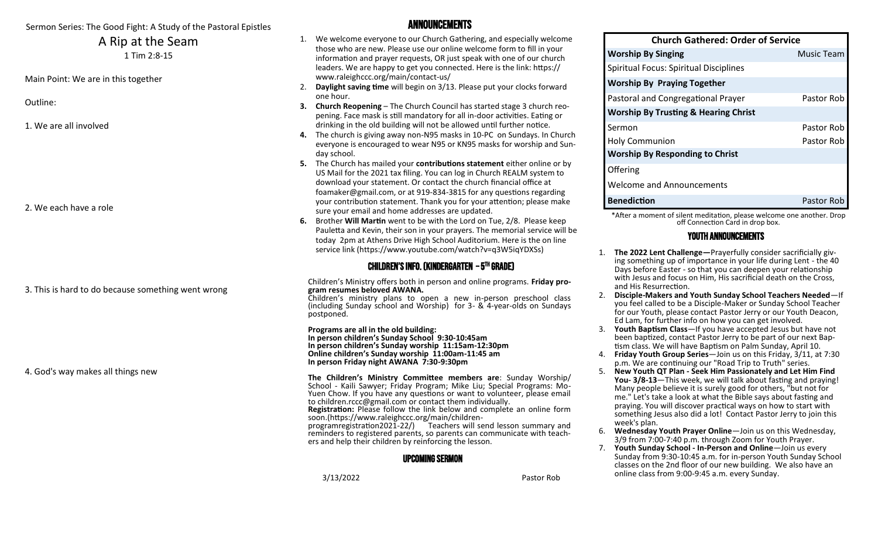Sermon Series: The Good Fight: A Study of the Pastoral Epistles

# A Rip at the Seam

1 Tim 2:8-15

Main Point: We are in this together

Outline:

1. We are all involved

2. We each have a role

3. This is hard to do because something went wrong

4. God's way makes all things new

## ANNOUNCEMENTS

1. We welcome everyone to our Church Gathering, and especially welcome those who are new. Please use our online welcome form to fill in your information and prayer requests, OR just speak with one of our church leaders. We are happy to get you connected. Here is the link: https://www.raleighccc.org/main/contact-us/
2. **Daylight saving time** will begin on 3/13. Please put your clocks forward one hour.
3. **Church Reopening** – The Church Council has started stage 3 church reopening. Face mask is still mandatory for all in-door activities. Eating or drinking in the old building will not be allowed until further notice.
4. The church is giving away non-N95 masks in 10-PC on Sundays. In Church everyone is encouraged to wear N95 or KN95 masks for worship and Sunday school.
5. The Church has mailed your **contributions statement** either online or by US Mail for the 2021 tax filing. You can log in Church REALM system to download your statement. Or contact the church financial office at foamaker@gmail.com, or at 919-834-3815 for any questions regarding your contribution statement. Thank you for your attention; please make sure your email and home addresses are updated.
6. Brother **Will Martin** went to be with the Lord on Tue, 2/8. Please keep Pauletta and Kevin, their son in your prayers. The memorial service will be today 2pm at Athens Drive High School Auditorium. Here is the on line service link (https://www.youtube.com/watch?v=q3W5iqYDXSs)

## CHILDREN'S INFO. (KINDERGARTEN – 5TH GRADE)

Children's Ministry offers both in person and online programs. **Friday program resumes beloved AWANA.**

Children's ministry plans to open a new in-person preschool class (including Sunday school and Worship) for 3- & 4-year-olds on Sundays postponed.

**Programs are all in the old building:**
**In person children's Sunday School 9:30-10:45am**
**In person children's Sunday worship 11:15am-12:30pm**
**Online children's Sunday worship 11:00am-11:45 am**
**In person Friday night AWANA 7:30-9:30pm**

**The Children's Ministry Committee members are**: Sunday Worship/School - Kaili Sawyer; Friday Program; Mike Liu; Special Programs: Mo-Yuen Chow. If you have any questions or want to volunteer, please email to children.rccc@gmail.com or contact them individually.

**Registration:** Please follow the link below and complete an online form soon.(https://www.raleighccc.org/main/children-programregistration2021-22/) Teachers will send lesson summary and reminders to registered parents, so parents can communicate with teachers and help their children by reinforcing the lesson.

## UPCOMING SERMON

3/13/2022 Pastor Rob

| Church Gathered: Order of Service | |
|---|---|
| **Worship By Singing** | Music Team |
| Spiritual Focus: Spiritual Disciplines | |
| **Worship By Praying Together** | |
| Pastoral and Congregational Prayer | Pastor Rob |
| **Worship By Trusting & Hearing Christ** | |
| Sermon | Pastor Rob |
| Holy Communion | Pastor Rob |
| **Worship By Responding to Christ** | |
| Offering | |
| Welcome and Announcements | |
| **Benediction** | Pastor Rob |

*After a moment of silent meditation, please welcome one another. Drop off Connection Card in drop box.

## YOUTH ANNOUNCEMENTS

1. **The 2022 Lent Challenge—**Prayerfully consider sacrificially giving something up of importance in your life during Lent - the 40 Days before Easter - so that you can deepen your relationship with Jesus and focus on Him, His sacrificial death on the Cross, and His Resurrection.
2. **Disciple-Makers and Youth Sunday School Teachers Needed**—If you feel called to be a Disciple-Maker or Sunday School Teacher for our Youth, please contact Pastor Jerry or our Youth Deacon, Ed Lam, for further info on how you can get involved.
3. **Youth Baptism Class**—If you have accepted Jesus but have not been baptized, contact Pastor Jerry to be part of our next Baptism class. We will have Baptism on Palm Sunday, April 10.
4. **Friday Youth Group Series**—Join us on this Friday, 3/11, at 7:30 p.m. We are continuing our "Road Trip to Truth" series.
5. **New Youth QT Plan - Seek Him Passionately and Let Him Find You- 3/8-13**—This week, we will talk about fasting and praying! Many people believe it is surely good for others, "but not for me." Let's take a look at what the Bible says about fasting and praying. You will discover practical ways on how to start with something Jesus also did a lot! Contact Pastor Jerry to join this week's plan.
6. **Wednesday Youth Prayer Online**—Join us on this Wednesday, 3/9 from 7:00-7:40 p.m. through Zoom for Youth Prayer.
7. **Youth Sunday School - In-Person and Online**—Join us every Sunday from 9:30-10:45 a.m. for in-person Youth Sunday School classes on the 2nd floor of our new building. We also have an online class from 9:00-9:45 a.m. every Sunday.